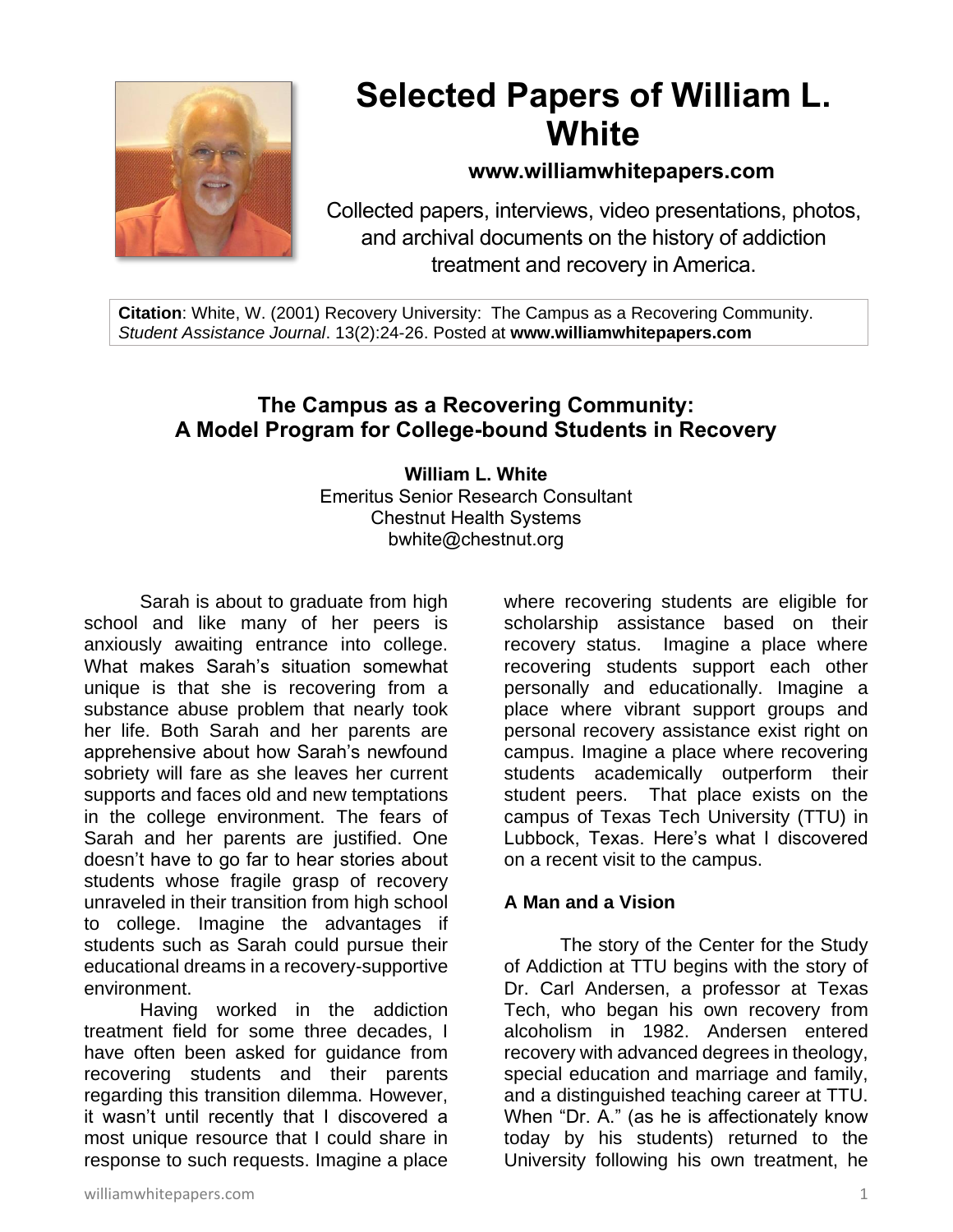# Selected Papers of William L. White

**www.williamwhitepapers.com**

Collected papers, interviews, video presentations, photos, and archival documents on the history of addiction treatment and recovery in America.

**Citation**: White, W. (2001) Recovery University: The Campus as a Recovering Community. *Student Assistance Journal*. 13(2):24-26. Posted at **www.williamwhitepapers.com**

## The Campus as a Recovering Community: A Model Program for College-bound Students in Recovery

**William L. White**
Emeritus Senior Research Consultant
Chestnut Health Systems
bwhite@chestnut.org

Sarah is about to graduate from high school and like many of her peers is anxiously awaiting entrance into college. What makes Sarah's situation somewhat unique is that she is recovering from a substance abuse problem that nearly took her life. Both Sarah and her parents are apprehensive about how Sarah's newfound sobriety will fare as she leaves her current supports and faces old and new temptations in the college environment. The fears of Sarah and her parents are justified. One doesn't have to go far to hear stories about students whose fragile grasp of recovery unraveled in their transition from high school to college. Imagine the advantages if students such as Sarah could pursue their educational dreams in a recovery-supportive environment.

Having worked in the addiction treatment field for some three decades, I have often been asked for guidance from recovering students and their parents regarding this transition dilemma. However, it wasn't until recently that I discovered a most unique resource that I could share in response to such requests. Imagine a place where recovering students are eligible for scholarship assistance based on their recovery status. Imagine a place where recovering students support each other personally and educationally. Imagine a place where vibrant support groups and personal recovery assistance exist right on campus. Imagine a place where recovering students academically outperform their student peers. That place exists on the campus of Texas Tech University (TTU) in Lubbock, Texas. Here's what I discovered on a recent visit to the campus.

### A Man and a Vision

The story of the Center for the Study of Addiction at TTU begins with the story of Dr. Carl Andersen, a professor at Texas Tech, who began his own recovery from alcoholism in 1982. Andersen entered recovery with advanced degrees in theology, special education and marriage and family, and a distinguished teaching career at TTU. When "Dr. A." (as he is affectionately know today by his students) returned to the University following his own treatment, he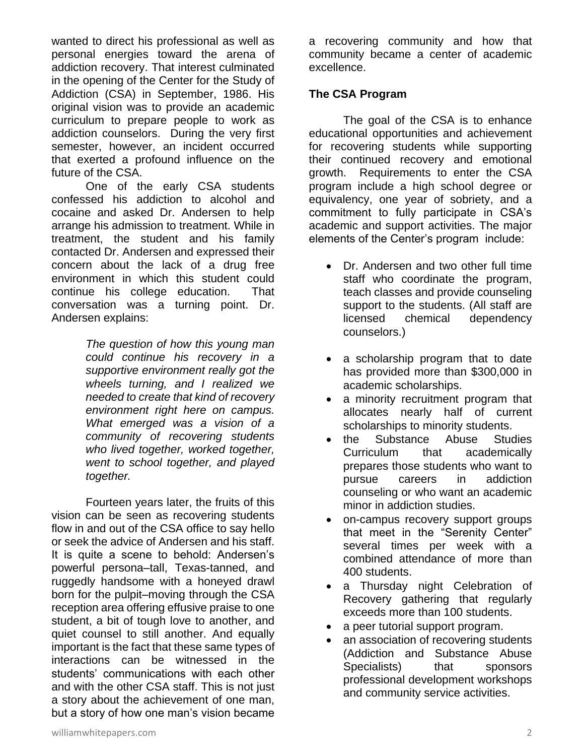wanted to direct his professional as well as personal energies toward the arena of addiction recovery. That interest culminated in the opening of the Center for the Study of Addiction (CSA) in September, 1986. His original vision was to provide an academic curriculum to prepare people to work as addiction counselors. During the very first semester, however, an incident occurred that exerted a profound influence on the future of the CSA.

One of the early CSA students confessed his addiction to alcohol and cocaine and asked Dr. Andersen to help arrange his admission to treatment. While in treatment, the student and his family contacted Dr. Andersen and expressed their concern about the lack of a drug free environment in which this student could continue his college education. That conversation was a turning point. Dr. Andersen explains:

> *The question of how this young man could continue his recovery in a supportive environment really got the wheels turning, and I realized we needed to create that kind of recovery environment right here on campus. What emerged was a vision of a community of recovering students who lived together, worked together, went to school together, and played together.*

Fourteen years later, the fruits of this vision can be seen as recovering students flow in and out of the CSA office to say hello or seek the advice of Andersen and his staff. It is quite a scene to behold: Andersen's powerful persona–tall, Texas-tanned, and ruggedly handsome with a honeyed drawl born for the pulpit–moving through the CSA reception area offering effusive praise to one student, a bit of tough love to another, and quiet counsel to still another. And equally important is the fact that these same types of interactions can be witnessed in the students' communications with each other and with the other CSA staff. This is not just a story about the achievement of one man, but a story of how one man's vision became a recovering community and how that community became a center of academic excellence.

**The CSA Program**

The goal of the CSA is to enhance educational opportunities and achievement for recovering students while supporting their continued recovery and emotional growth. Requirements to enter the CSA program include a high school degree or equivalency, one year of sobriety, and a commitment to fully participate in CSA's academic and support activities. The major elements of the Center's program include:

- Dr. Andersen and two other full time staff who coordinate the program, teach classes and provide counseling support to the students. (All staff are licensed chemical dependency counselors.)
- a scholarship program that to date has provided more than $300,000 in academic scholarships.
- a minority recruitment program that allocates nearly half of current scholarships to minority students.
- the Substance Abuse Studies Curriculum that academically prepares those students who want to pursue careers in addiction counseling or who want an academic minor in addiction studies.
- on-campus recovery support groups that meet in the "Serenity Center" several times per week with a combined attendance of more than 400 students.
- a Thursday night Celebration of Recovery gathering that regularly exceeds more than 100 students.
- a peer tutorial support program.
- an association of recovering students (Addiction and Substance Abuse Specialists) that sponsors professional development workshops and community service activities.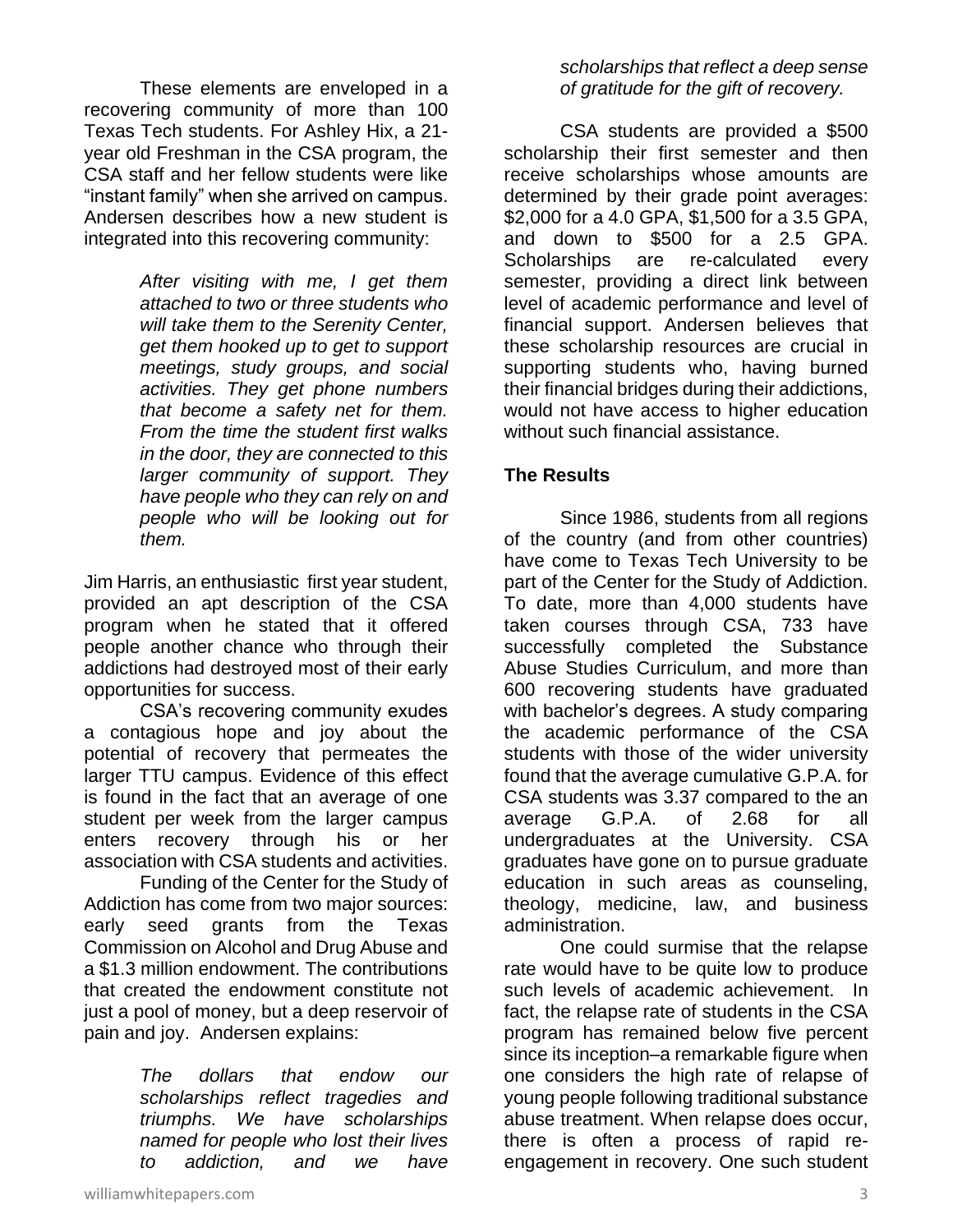These elements are enveloped in a recovering community of more than 100 Texas Tech students. For Ashley Hix, a 21-year old Freshman in the CSA program, the CSA staff and her fellow students were like "instant family" when she arrived on campus. Andersen describes how a new student is integrated into this recovering community:

> *After visiting with me, I get them attached to two or three students who will take them to the Serenity Center, get them hooked up to get to support meetings, study groups, and social activities. They get phone numbers that become a safety net for them. From the time the student first walks in the door, they are connected to this larger community of support. They have people who they can rely on and people who will be looking out for them.*

Jim Harris, an enthusiastic first year student, provided an apt description of the CSA program when he stated that it offered people another chance who through their addictions had destroyed most of their early opportunities for success.

CSA's recovering community exudes a contagious hope and joy about the potential of recovery that permeates the larger TTU campus. Evidence of this effect is found in the fact that an average of one student per week from the larger campus enters recovery through his or her association with CSA students and activities.

Funding of the Center for the Study of Addiction has come from two major sources: early seed grants from the Texas Commission on Alcohol and Drug Abuse and a $1.3 million endowment. The contributions that created the endowment constitute not just a pool of money, but a deep reservoir of pain and joy. Andersen explains:

> *The dollars that endow our scholarships reflect tragedies and triumphs. We have scholarships named for people who lost their lives to addiction, and we have scholarships that reflect a deep sense of gratitude for the gift of recovery.*

CSA students are provided a $500 scholarship their first semester and then receive scholarships whose amounts are determined by their grade point averages: $2,000 for a 4.0 GPA, $1,500 for a 3.5 GPA, and down to $500 for a 2.5 GPA. Scholarships are re-calculated every semester, providing a direct link between level of academic performance and level of financial support. Andersen believes that these scholarship resources are crucial in supporting students who, having burned their financial bridges during their addictions, would not have access to higher education without such financial assistance.

## The Results

Since 1986, students from all regions of the country (and from other countries) have come to Texas Tech University to be part of the Center for the Study of Addiction. To date, more than 4,000 students have taken courses through CSA, 733 have successfully completed the Substance Abuse Studies Curriculum, and more than 600 recovering students have graduated with bachelor's degrees. A study comparing the academic performance of the CSA students with those of the wider university found that the average cumulative G.P.A. for CSA students was 3.37 compared to the an average G.P.A. of 2.68 for all undergraduates at the University. CSA graduates have gone on to pursue graduate education in such areas as counseling, theology, medicine, law, and business administration.

One could surmise that the relapse rate would have to be quite low to produce such levels of academic achievement. In fact, the relapse rate of students in the CSA program has remained below five percent since its inception–a remarkable figure when one considers the high rate of relapse of young people following traditional substance abuse treatment. When relapse does occur, there is often a process of rapid re-engagement in recovery. One such student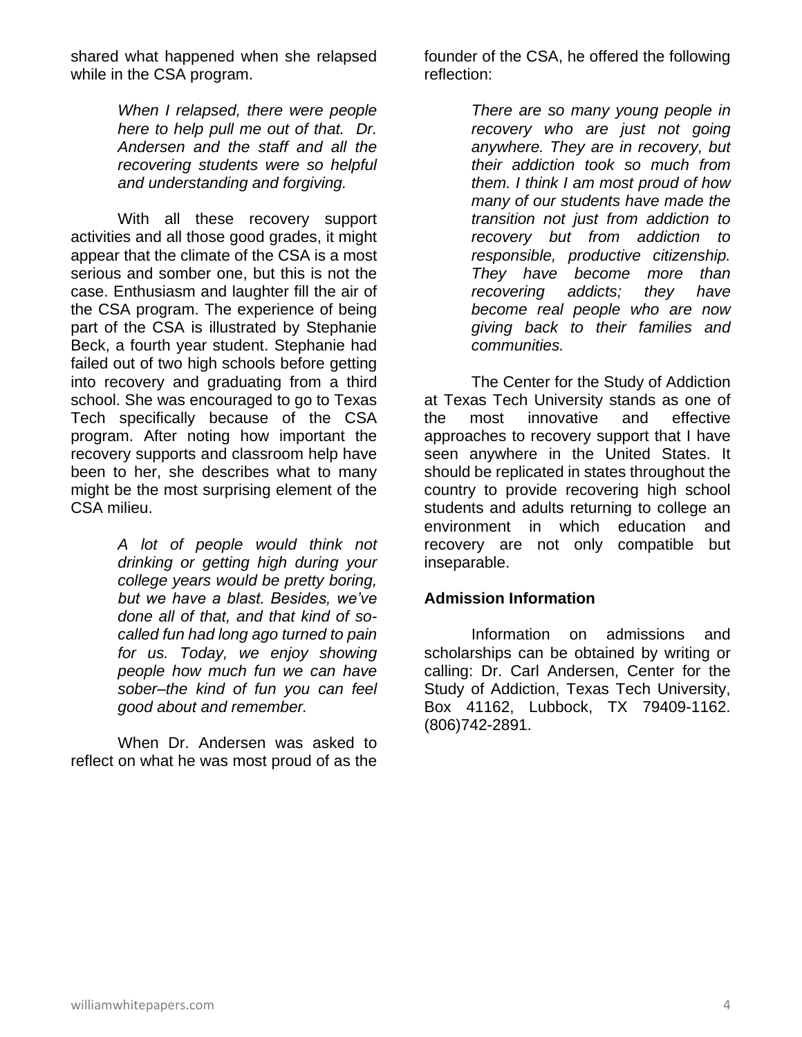shared what happened when she relapsed while in the CSA program.

> *When I relapsed, there were people here to help pull me out of that. Dr. Andersen and the staff and all the recovering students were so helpful and understanding and forgiving.*

With all these recovery support activities and all those good grades, it might appear that the climate of the CSA is a most serious and somber one, but this is not the case. Enthusiasm and laughter fill the air of the CSA program. The experience of being part of the CSA is illustrated by Stephanie Beck, a fourth year student. Stephanie had failed out of two high schools before getting into recovery and graduating from a third school. She was encouraged to go to Texas Tech specifically because of the CSA program. After noting how important the recovery supports and classroom help have been to her, she describes what to many might be the most surprising element of the CSA milieu.

> *A lot of people would think not drinking or getting high during your college years would be pretty boring, but we have a blast. Besides, we've done all of that, and that kind of so-called fun had long ago turned to pain for us. Today, we enjoy showing people how much fun we can have sober–the kind of fun you can feel good about and remember.*

When Dr. Andersen was asked to reflect on what he was most proud of as the founder of the CSA, he offered the following reflection:

> *There are so many young people in recovery who are just not going anywhere. They are in recovery, but their addiction took so much from them. I think I am most proud of how many of our students have made the transition not just from addiction to recovery but from addiction to responsible, productive citizenship. They have become more than recovering addicts; they have become real people who are now giving back to their families and communities.*

The Center for the Study of Addiction at Texas Tech University stands as one of the most innovative and effective approaches to recovery support that I have seen anywhere in the United States. It should be replicated in states throughout the country to provide recovering high school students and adults returning to college an environment in which education and recovery are not only compatible but inseparable.

**Admission Information**

Information on admissions and scholarships can be obtained by writing or calling: Dr. Carl Andersen, Center for the Study of Addiction, Texas Tech University, Box 41162, Lubbock, TX 79409-1162. (806)742-2891.